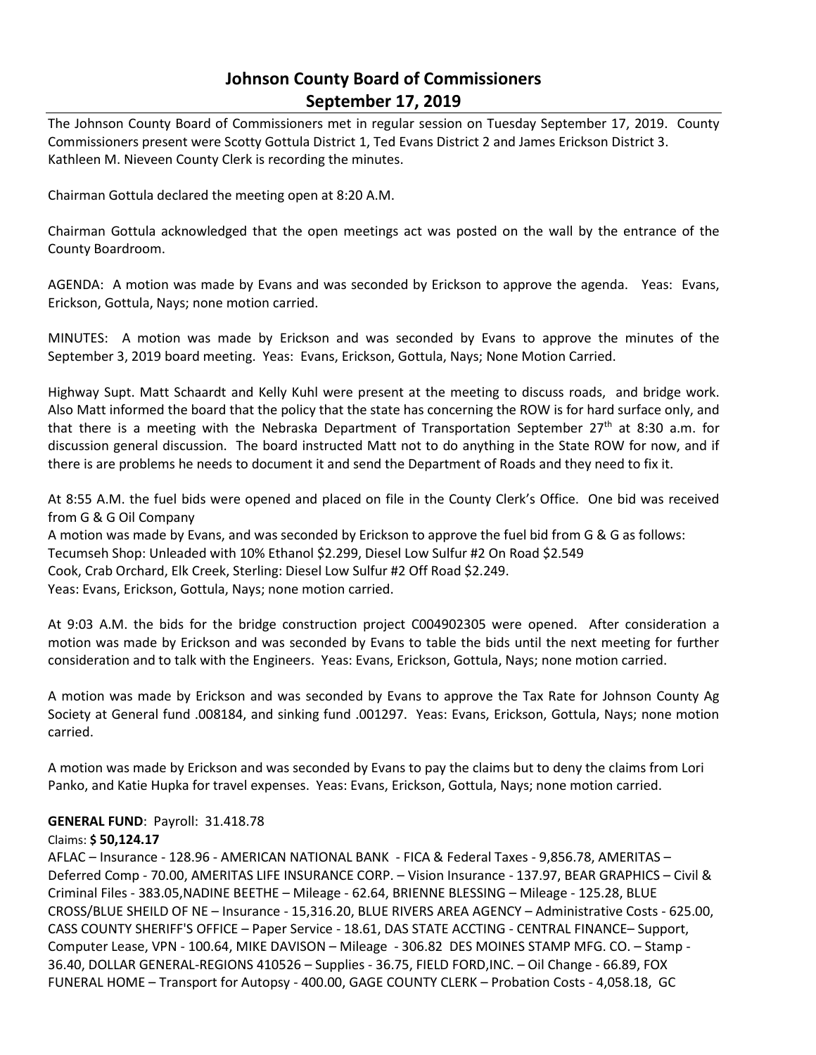# Johnson County Board of Commissioners
## September 17, 2019

The Johnson County Board of Commissioners met in regular session on Tuesday September 17, 2019. County Commissioners present were Scotty Gottula District 1, Ted Evans District 2 and James Erickson District 3. Kathleen M. Nieveen County Clerk is recording the minutes.

Chairman Gottula declared the meeting open at 8:20 A.M.

Chairman Gottula acknowledged that the open meetings act was posted on the wall by the entrance of the County Boardroom.

AGENDA: A motion was made by Evans and was seconded by Erickson to approve the agenda. Yeas: Evans, Erickson, Gottula, Nays; none motion carried.

MINUTES: A motion was made by Erickson and was seconded by Evans to approve the minutes of the September 3, 2019 board meeting. Yeas: Evans, Erickson, Gottula, Nays; None Motion Carried.

Highway Supt. Matt Schaardt and Kelly Kuhl were present at the meeting to discuss roads, and bridge work. Also Matt informed the board that the policy that the state has concerning the ROW is for hard surface only, and that there is a meeting with the Nebraska Department of Transportation September 27th at 8:30 a.m. for discussion general discussion. The board instructed Matt not to do anything in the State ROW for now, and if there is are problems he needs to document it and send the Department of Roads and they need to fix it.

At 8:55 A.M. the fuel bids were opened and placed on file in the County Clerk's Office. One bid was received from G & G Oil Company

A motion was made by Evans, and was seconded by Erickson to approve the fuel bid from G & G as follows:

Tecumseh Shop: Unleaded with 10% Ethanol $2.299, Diesel Low Sulfur #2 On Road $2.549

Cook, Crab Orchard, Elk Creek, Sterling: Diesel Low Sulfur #2 Off Road $2.249.

Yeas: Evans, Erickson, Gottula, Nays; none motion carried.

At 9:03 A.M. the bids for the bridge construction project C004902305 were opened. After consideration a motion was made by Erickson and was seconded by Evans to table the bids until the next meeting for further consideration and to talk with the Engineers. Yeas: Evans, Erickson, Gottula, Nays; none motion carried.

A motion was made by Erickson and was seconded by Evans to approve the Tax Rate for Johnson County Ag Society at General fund .008184, and sinking fund .001297. Yeas: Evans, Erickson, Gottula, Nays; none motion carried.

A motion was made by Erickson and was seconded by Evans to pay the claims but to deny the claims from Lori Panko, and Katie Hupka for travel expenses. Yeas: Evans, Erickson, Gottula, Nays; none motion carried.

**GENERAL FUND**: Payroll: 31.418.78

Claims: **$ 50,124.17**

AFLAC – Insurance - 128.96 - AMERICAN NATIONAL BANK - FICA & Federal Taxes - 9,856.78, AMERITAS – Deferred Comp - 70.00, AMERITAS LIFE INSURANCE CORP. – Vision Insurance - 137.97, BEAR GRAPHICS – Civil & Criminal Files - 383.05,NADINE BEETHE – Mileage - 62.64, BRIENNE BLESSING – Mileage - 125.28, BLUE CROSS/BLUE SHEILD OF NE – Insurance - 15,316.20, BLUE RIVERS AREA AGENCY – Administrative Costs - 625.00, CASS COUNTY SHERIFF'S OFFICE – Paper Service - 18.61, DAS STATE ACCTING - CENTRAL FINANCE– Support, Computer Lease, VPN - 100.64, MIKE DAVISON – Mileage - 306.82 DES MOINES STAMP MFG. CO. – Stamp - 36.40, DOLLAR GENERAL-REGIONS 410526 – Supplies - 36.75, FIELD FORD,INC. – Oil Change - 66.89, FOX FUNERAL HOME – Transport for Autopsy - 400.00, GAGE COUNTY CLERK – Probation Costs - 4,058.18, GC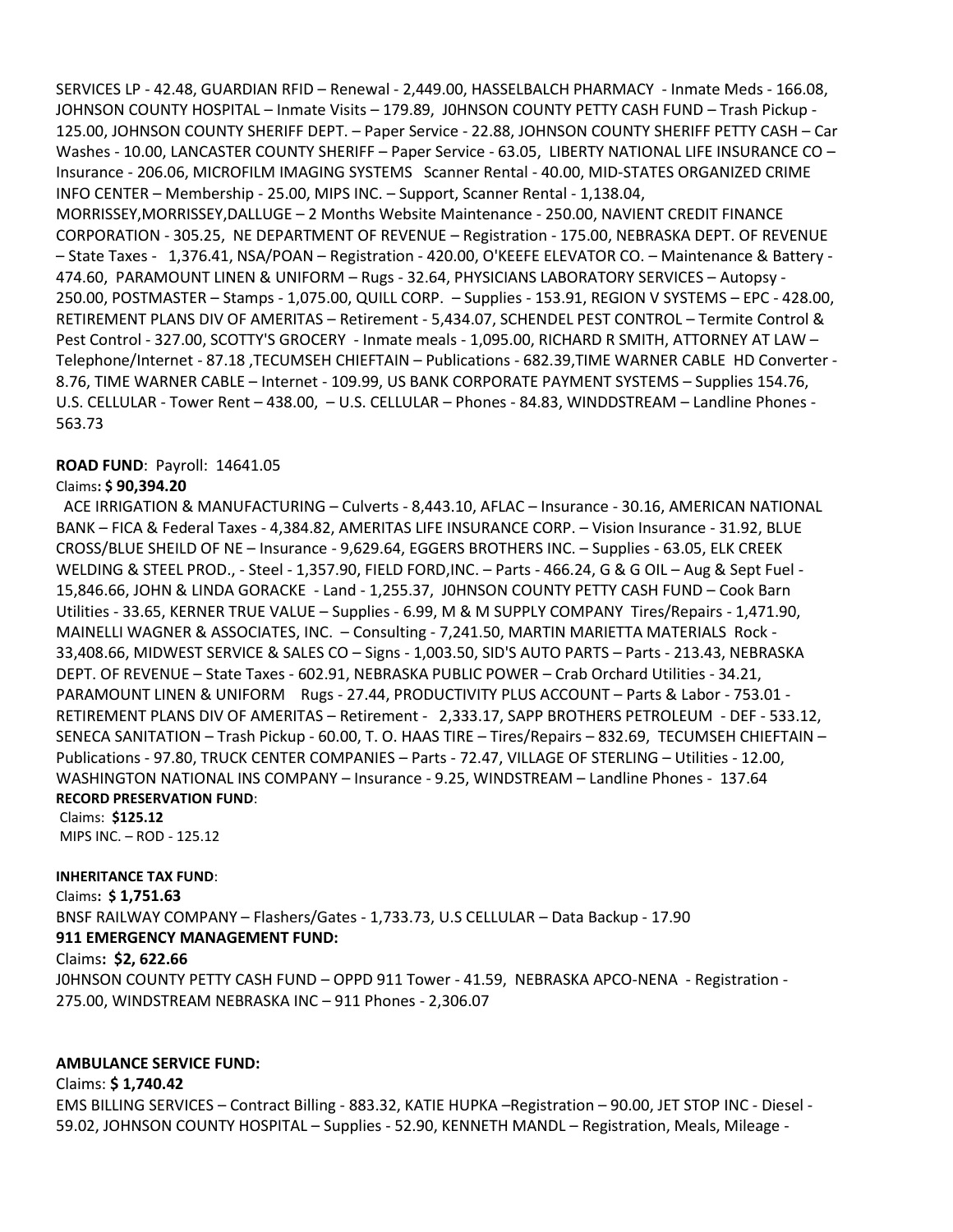SERVICES LP - 42.48, GUARDIAN RFID – Renewal - 2,449.00, HASSELBALCH PHARMACY - Inmate Meds - 166.08, JOHNSON COUNTY HOSPITAL – Inmate Visits – 179.89, J0HNSON COUNTY PETTY CASH FUND – Trash Pickup - 125.00, JOHNSON COUNTY SHERIFF DEPT. – Paper Service - 22.88, JOHNSON COUNTY SHERIFF PETTY CASH – Car Washes - 10.00, LANCASTER COUNTY SHERIFF – Paper Service - 63.05, LIBERTY NATIONAL LIFE INSURANCE CO – Insurance - 206.06, MICROFILM IMAGING SYSTEMS Scanner Rental - 40.00, MID-STATES ORGANIZED CRIME INFO CENTER – Membership - 25.00, MIPS INC. – Support, Scanner Rental - 1,138.04, MORRISSEY,MORRISSEY,DALLUGE – 2 Months Website Maintenance - 250.00, NAVIENT CREDIT FINANCE CORPORATION - 305.25, NE DEPARTMENT OF REVENUE – Registration - 175.00, NEBRASKA DEPT. OF REVENUE – State Taxes - 1,376.41, NSA/POAN – Registration - 420.00, O'KEEFE ELEVATOR CO. – Maintenance & Battery - 474.60, PARAMOUNT LINEN & UNIFORM – Rugs - 32.64, PHYSICIANS LABORATORY SERVICES – Autopsy - 250.00, POSTMASTER – Stamps - 1,075.00, QUILL CORP. – Supplies - 153.91, REGION V SYSTEMS – EPC - 428.00, RETIREMENT PLANS DIV OF AMERITAS – Retirement - 5,434.07, SCHENDEL PEST CONTROL – Termite Control & Pest Control - 327.00, SCOTTY'S GROCERY - Inmate meals - 1,095.00, RICHARD R SMITH, ATTORNEY AT LAW – Telephone/Internet - 87.18 ,TECUMSEH CHIEFTAIN – Publications - 682.39,TIME WARNER CABLE HD Converter - 8.76, TIME WARNER CABLE – Internet - 109.99, US BANK CORPORATE PAYMENT SYSTEMS – Supplies 154.76, U.S. CELLULAR - Tower Rent – 438.00, – U.S. CELLULAR – Phones - 84.83, WINDDSTREAM – Landline Phones - 563.73

**ROAD FUND**: Payroll: 14641.05

Claims**: $ 90,394.20**

ACE IRRIGATION & MANUFACTURING – Culverts - 8,443.10, AFLAC – Insurance - 30.16, AMERICAN NATIONAL BANK – FICA & Federal Taxes - 4,384.82, AMERITAS LIFE INSURANCE CORP. – Vision Insurance - 31.92, BLUE CROSS/BLUE SHEILD OF NE – Insurance - 9,629.64, EGGERS BROTHERS INC. – Supplies - 63.05, ELK CREEK WELDING & STEEL PROD., - Steel - 1,357.90, FIELD FORD,INC. – Parts - 466.24, G & G OIL – Aug & Sept Fuel - 15,846.66, JOHN & LINDA GORACKE - Land - 1,255.37, J0HNSON COUNTY PETTY CASH FUND – Cook Barn Utilities - 33.65, KERNER TRUE VALUE – Supplies - 6.99, M & M SUPPLY COMPANY Tires/Repairs - 1,471.90, MAINELLI WAGNER & ASSOCIATES, INC. – Consulting - 7,241.50, MARTIN MARIETTA MATERIALS Rock - 33,408.66, MIDWEST SERVICE & SALES CO – Signs - 1,003.50, SID'S AUTO PARTS – Parts - 213.43, NEBRASKA DEPT. OF REVENUE – State Taxes - 602.91, NEBRASKA PUBLIC POWER – Crab Orchard Utilities - 34.21, PARAMOUNT LINEN & UNIFORM Rugs - 27.44, PRODUCTIVITY PLUS ACCOUNT – Parts & Labor - 753.01 - RETIREMENT PLANS DIV OF AMERITAS – Retirement - 2,333.17, SAPP BROTHERS PETROLEUM - DEF - 533.12, SENECA SANITATION – Trash Pickup - 60.00, T. O. HAAS TIRE – Tires/Repairs – 832.69, TECUMSEH CHIEFTAIN – Publications - 97.80, TRUCK CENTER COMPANIES – Parts - 72.47, VILLAGE OF STERLING – Utilities - 12.00, WASHINGTON NATIONAL INS COMPANY – Insurance - 9.25, WINDSTREAM – Landline Phones - 137.64

**RECORD PRESERVATION FUND**:

Claims: **$125.12**

MIPS INC. – ROD - 125.12

**INHERITANCE TAX FUND**:

Claims**: $ 1,751.63**

BNSF RAILWAY COMPANY – Flashers/Gates - 1,733.73, U.S CELLULAR – Data Backup - 17.90

**911 EMERGENCY MANAGEMENT FUND:**

Claims**: $2, 622.66**

J0HNSON COUNTY PETTY CASH FUND – OPPD 911 Tower - 41.59, NEBRASKA APCO-NENA - Registration - 275.00, WINDSTREAM NEBRASKA INC – 911 Phones - 2,306.07

**AMBULANCE SERVICE FUND:**

Claims: **$ 1,740.42**

EMS BILLING SERVICES – Contract Billing - 883.32, KATIE HUPKA –Registration – 90.00, JET STOP INC - Diesel - 59.02, JOHNSON COUNTY HOSPITAL – Supplies - 52.90, KENNETH MANDL – Registration, Meals, Mileage -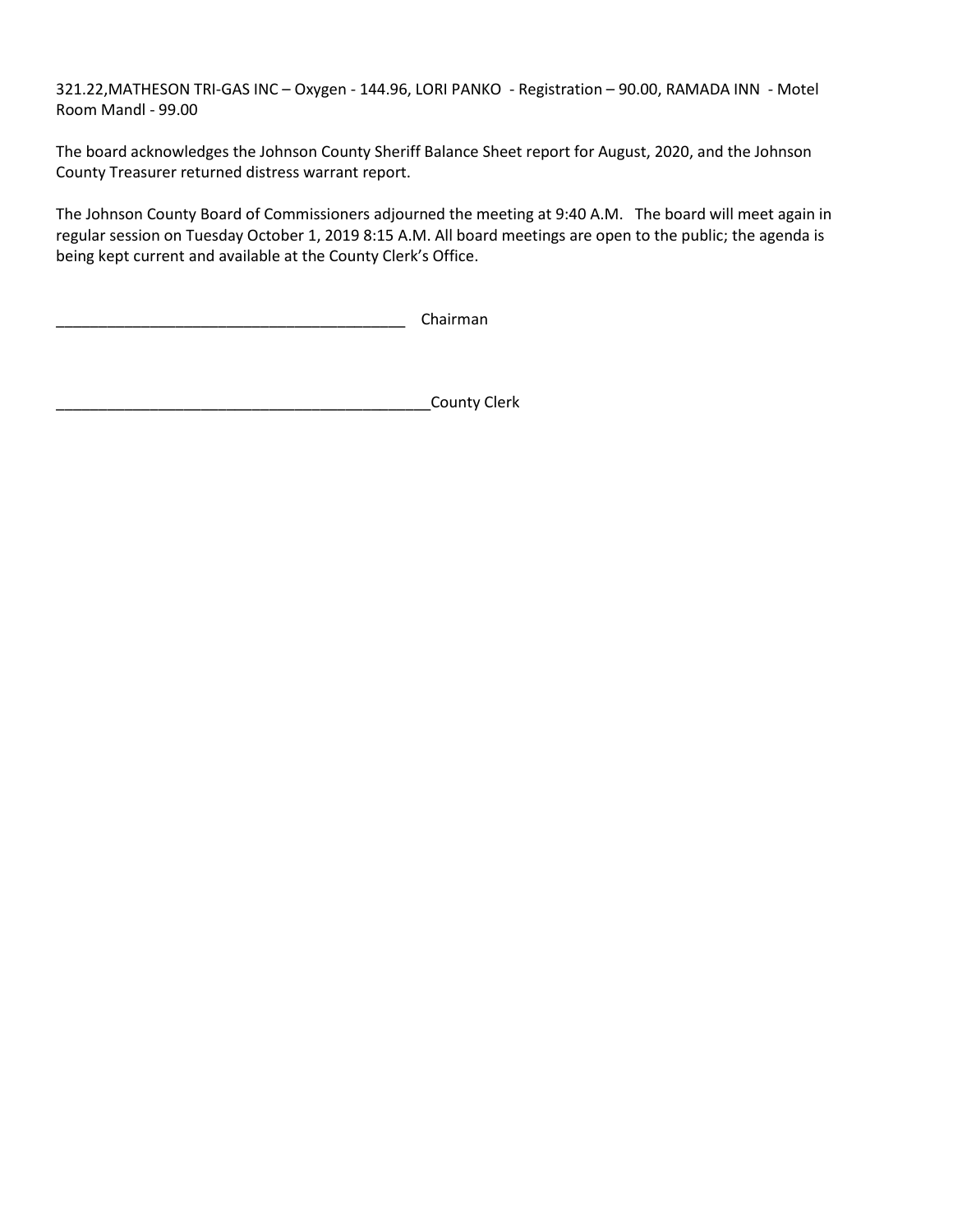321.22,MATHESON TRI-GAS INC – Oxygen - 144.96, LORI PANKO - Registration – 90.00, RAMADA INN - Motel Room Mandl - 99.00

The board acknowledges the Johnson County Sheriff Balance Sheet report for August, 2020, and the Johnson County Treasurer returned distress warrant report.

The Johnson County Board of Commissioners adjourned the meeting at 9:40 A.M. The board will meet again in regular session on Tuesday October 1, 2019 8:15 A.M. All board meetings are open to the public; the agenda is being kept current and available at the County Clerk's Office.

__________________________________________ Chairman

______________________________________________County Clerk